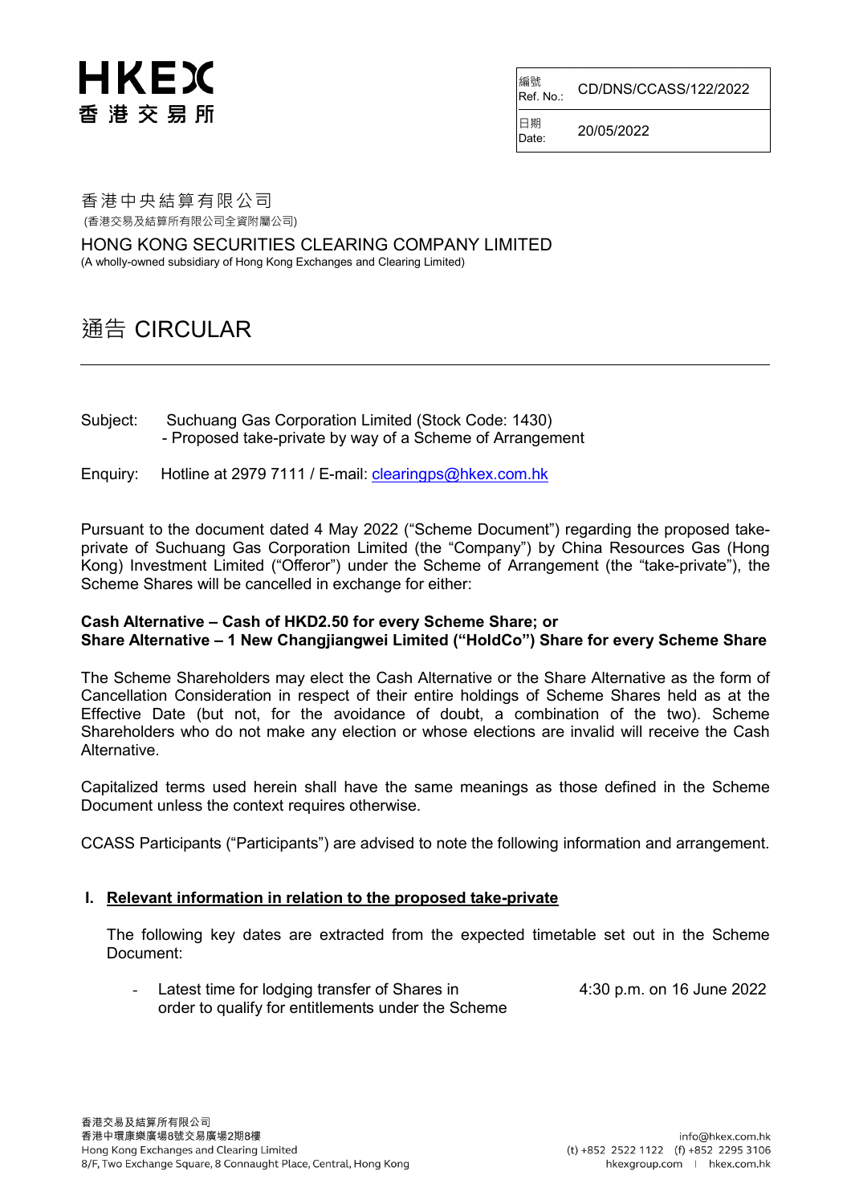HKEX
香 港 交 易 所

| 編號 Ref. No.: | CD/DNS/CCASS/122/2022 |
| --- | --- |
| 日期 Date: | 20/05/2022 |

香港中央結算有限公司
(香港交易及結算所有限公司全資附屬公司)

HONG KONG SECURITIES CLEARING COMPANY LIMITED
(A wholly-owned subsidiary of Hong Kong Exchanges and Clearing Limited)

# 通告 CIRCULAR

Subject: Suchuang Gas Corporation Limited (Stock Code: 1430)
- Proposed take-private by way of a Scheme of Arrangement

Enquiry: Hotline at 2979 7111 / E-mail: clearingps@hkex.com.hk

Pursuant to the document dated 4 May 2022 ("Scheme Document") regarding the proposed take-private of Suchuang Gas Corporation Limited (the "Company") by China Resources Gas (Hong Kong) Investment Limited ("Offeror") under the Scheme of Arrangement (the "take-private"), the Scheme Shares will be cancelled in exchange for either:

**Cash Alternative – Cash of HKD2.50 for every Scheme Share; or**
**Share Alternative – 1 New Changjiangwei Limited ("HoldCo") Share for every Scheme Share**

The Scheme Shareholders may elect the Cash Alternative or the Share Alternative as the form of Cancellation Consideration in respect of their entire holdings of Scheme Shares held as at the Effective Date (but not, for the avoidance of doubt, a combination of the two). Scheme Shareholders who do not make any election or whose elections are invalid will receive the Cash Alternative.

Capitalized terms used herein shall have the same meanings as those defined in the Scheme Document unless the context requires otherwise.

CCASS Participants ("Participants") are advised to note the following information and arrangement.

## I. Relevant information in relation to the proposed take-private

The following key dates are extracted from the expected timetable set out in the Scheme Document:

- Latest time for lodging transfer of Shares in order to qualify for entitlements under the Scheme — 4:30 p.m. on 16 June 2022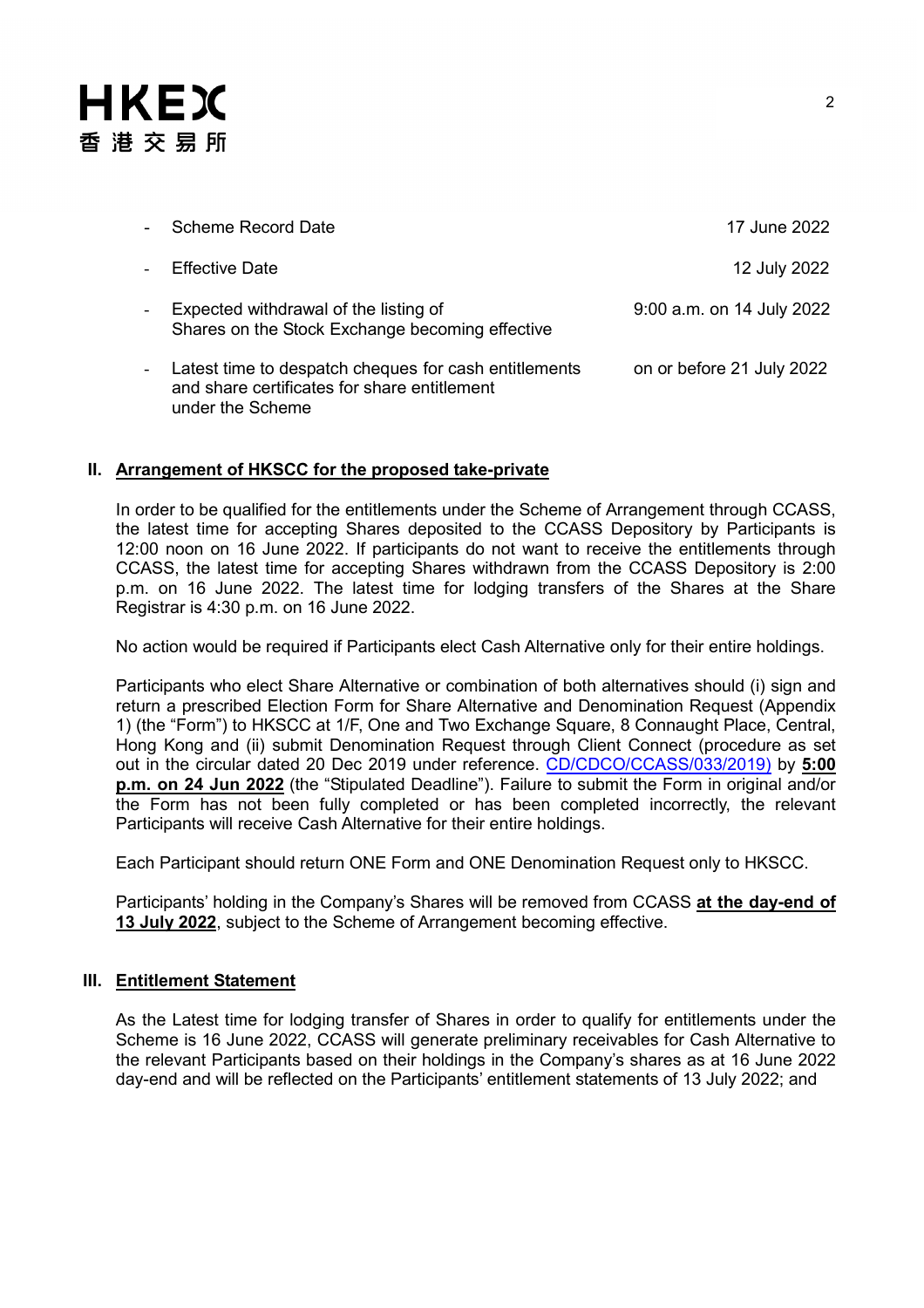- Scheme Record Date — 17 June 2022
- Effective Date — 12 July 2022
- Expected withdrawal of the listing of Shares on the Stock Exchange becoming effective — 9:00 a.m. on 14 July 2022
- Latest time to despatch cheques for cash entitlements and share certificates for share entitlement under the Scheme — on or before 21 July 2022

## II. Arrangement of HKSCC for the proposed take-private

In order to be qualified for the entitlements under the Scheme of Arrangement through CCASS, the latest time for accepting Shares deposited to the CCASS Depository by Participants is 12:00 noon on 16 June 2022. If participants do not want to receive the entitlements through CCASS, the latest time for accepting Shares withdrawn from the CCASS Depository is 2:00 p.m. on 16 June 2022. The latest time for lodging transfers of the Shares at the Share Registrar is 4:30 p.m. on 16 June 2022.

No action would be required if Participants elect Cash Alternative only for their entire holdings.

Participants who elect Share Alternative or combination of both alternatives should (i) sign and return a prescribed Election Form for Share Alternative and Denomination Request (Appendix 1) (the "Form") to HKSCC at 1/F, One and Two Exchange Square, 8 Connaught Place, Central, Hong Kong and (ii) submit Denomination Request through Client Connect (procedure as set out in the circular dated 20 Dec 2019 under reference. CD/CDCO/CCASS/033/2019) by **5:00 p.m. on 24 Jun 2022** (the "Stipulated Deadline"). Failure to submit the Form in original and/or the Form has not been fully completed or has been completed incorrectly, the relevant Participants will receive Cash Alternative for their entire holdings.

Each Participant should return ONE Form and ONE Denomination Request only to HKSCC.

Participants' holding in the Company's Shares will be removed from CCASS **at the day-end of 13 July 2022**, subject to the Scheme of Arrangement becoming effective.

## III. Entitlement Statement

As the Latest time for lodging transfer of Shares in order to qualify for entitlements under the Scheme is 16 June 2022, CCASS will generate preliminary receivables for Cash Alternative to the relevant Participants based on their holdings in the Company's shares as at 16 June 2022 day-end and will be reflected on the Participants' entitlement statements of 13 July 2022; and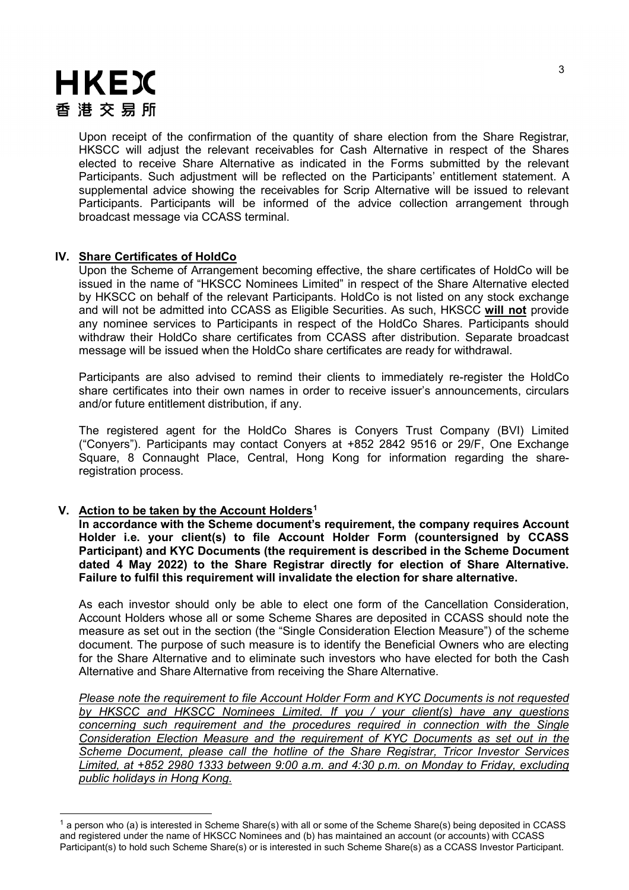Upon receipt of the confirmation of the quantity of share election from the Share Registrar, HKSCC will adjust the relevant receivables for Cash Alternative in respect of the Shares elected to receive Share Alternative as indicated in the Forms submitted by the relevant Participants. Such adjustment will be reflected on the Participants' entitlement statement. A supplemental advice showing the receivables for Scrip Alternative will be issued to relevant Participants. Participants will be informed of the advice collection arrangement through broadcast message via CCASS terminal.

## IV. Share Certificates of HoldCo

Upon the Scheme of Arrangement becoming effective, the share certificates of HoldCo will be issued in the name of "HKSCC Nominees Limited" in respect of the Share Alternative elected by HKSCC on behalf of the relevant Participants. HoldCo is not listed on any stock exchange and will not be admitted into CCASS as Eligible Securities. As such, HKSCC **will not** provide any nominee services to Participants in respect of the HoldCo Shares. Participants should withdraw their HoldCo share certificates from CCASS after distribution. Separate broadcast message will be issued when the HoldCo share certificates are ready for withdrawal.

Participants are also advised to remind their clients to immediately re-register the HoldCo share certificates into their own names in order to receive issuer's announcements, circulars and/or future entitlement distribution, if any.

The registered agent for the HoldCo Shares is Conyers Trust Company (BVI) Limited ("Conyers"). Participants may contact Conyers at +852 2842 9516 or 29/F, One Exchange Square, 8 Connaught Place, Central, Hong Kong for information regarding the share-registration process.

## V. Action to be taken by the Account Holders[1]

**In accordance with the Scheme document's requirement, the company requires Account Holder i.e. your client(s) to file Account Holder Form (countersigned by CCASS Participant) and KYC Documents (the requirement is described in the Scheme Document dated 4 May 2022) to the Share Registrar directly for election of Share Alternative. Failure to fulfil this requirement will invalidate the election for share alternative.**

As each investor should only be able to elect one form of the Cancellation Consideration, Account Holders whose all or some Scheme Shares are deposited in CCASS should note the measure as set out in the section (the "Single Consideration Election Measure") of the scheme document. The purpose of such measure is to identify the Beneficial Owners who are electing for the Share Alternative and to eliminate such investors who have elected for both the Cash Alternative and Share Alternative from receiving the Share Alternative.

*Please note the requirement to file Account Holder Form and KYC Documents is not requested by HKSCC and HKSCC Nominees Limited. If you / your client(s) have any questions concerning such requirement and the procedures required in connection with the Single Consideration Election Measure and the requirement of KYC Documents as set out in the Scheme Document, please call the hotline of the Share Registrar, Tricor Investor Services Limited, at +852 2980 1333 between 9:00 a.m. and 4:30 p.m. on Monday to Friday, excluding public holidays in Hong Kong.*

---

[1] a person who (a) is interested in Scheme Share(s) with all or some of the Scheme Share(s) being deposited in CCASS and registered under the name of HKSCC Nominees and (b) has maintained an account (or accounts) with CCASS Participant(s) to hold such Scheme Share(s) or is interested in such Scheme Share(s) as a CCASS Investor Participant.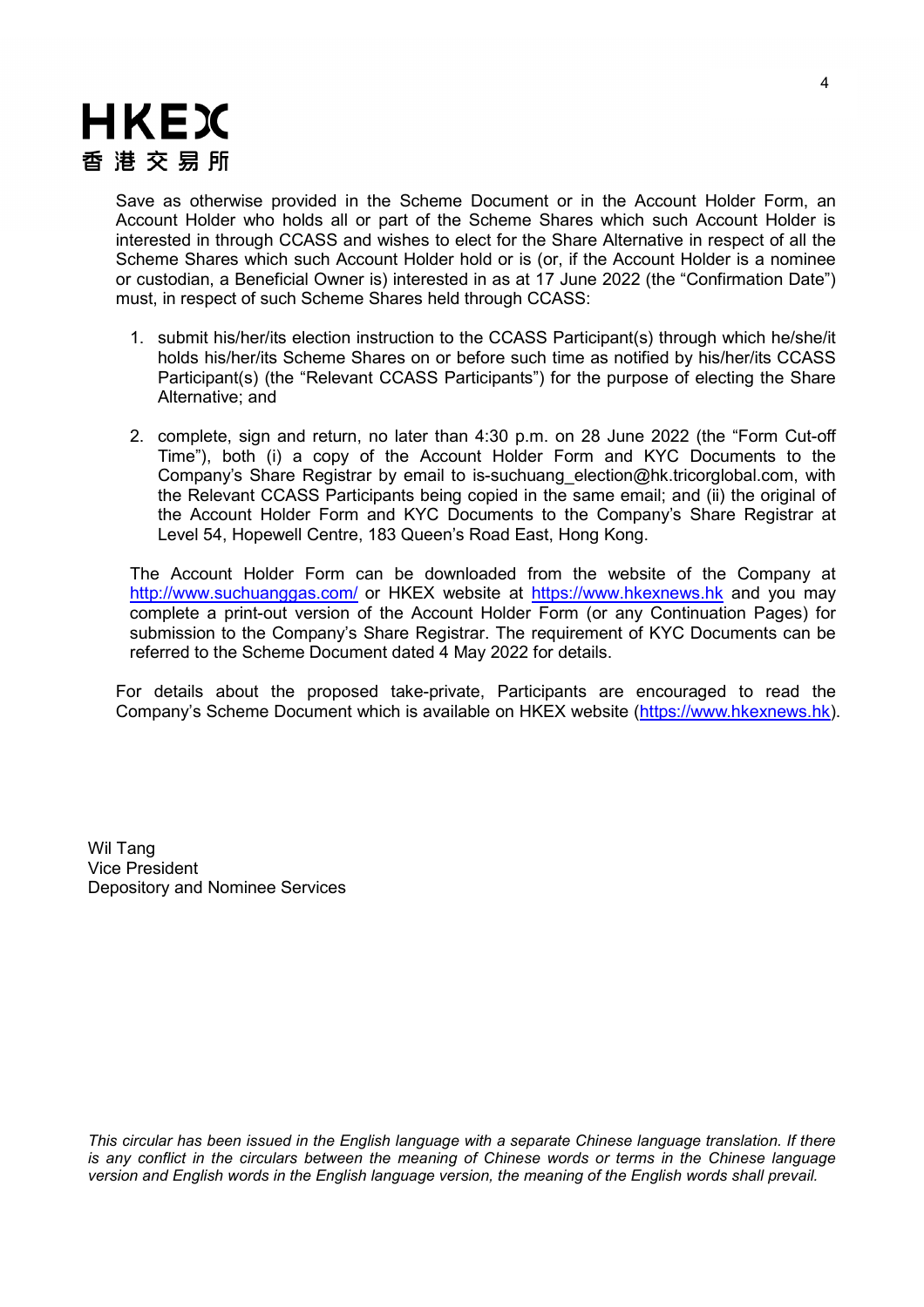Save as otherwise provided in the Scheme Document or in the Account Holder Form, an Account Holder who holds all or part of the Scheme Shares which such Account Holder is interested in through CCASS and wishes to elect for the Share Alternative in respect of all the Scheme Shares which such Account Holder hold or is (or, if the Account Holder is a nominee or custodian, a Beneficial Owner is) interested in as at 17 June 2022 (the "Confirmation Date") must, in respect of such Scheme Shares held through CCASS:

1. submit his/her/its election instruction to the CCASS Participant(s) through which he/she/it holds his/her/its Scheme Shares on or before such time as notified by his/her/its CCASS Participant(s) (the "Relevant CCASS Participants") for the purpose of electing the Share Alternative; and

2. complete, sign and return, no later than 4:30 p.m. on 28 June 2022 (the "Form Cut-off Time"), both (i) a copy of the Account Holder Form and KYC Documents to the Company's Share Registrar by email to is-suchuang_election@hk.tricorglobal.com, with the Relevant CCASS Participants being copied in the same email; and (ii) the original of the Account Holder Form and KYC Documents to the Company's Share Registrar at Level 54, Hopewell Centre, 183 Queen's Road East, Hong Kong.

The Account Holder Form can be downloaded from the website of the Company at http://www.suchuanggas.com/ or HKEX website at https://www.hkexnews.hk and you may complete a print-out version of the Account Holder Form (or any Continuation Pages) for submission to the Company's Share Registrar. The requirement of KYC Documents can be referred to the Scheme Document dated 4 May 2022 for details.

For details about the proposed take-private, Participants are encouraged to read the Company's Scheme Document which is available on HKEX website (https://www.hkexnews.hk).

Wil Tang
Vice President
Depository and Nominee Services

*This circular has been issued in the English language with a separate Chinese language translation. If there is any conflict in the circulars between the meaning of Chinese words or terms in the Chinese language version and English words in the English language version, the meaning of the English words shall prevail.*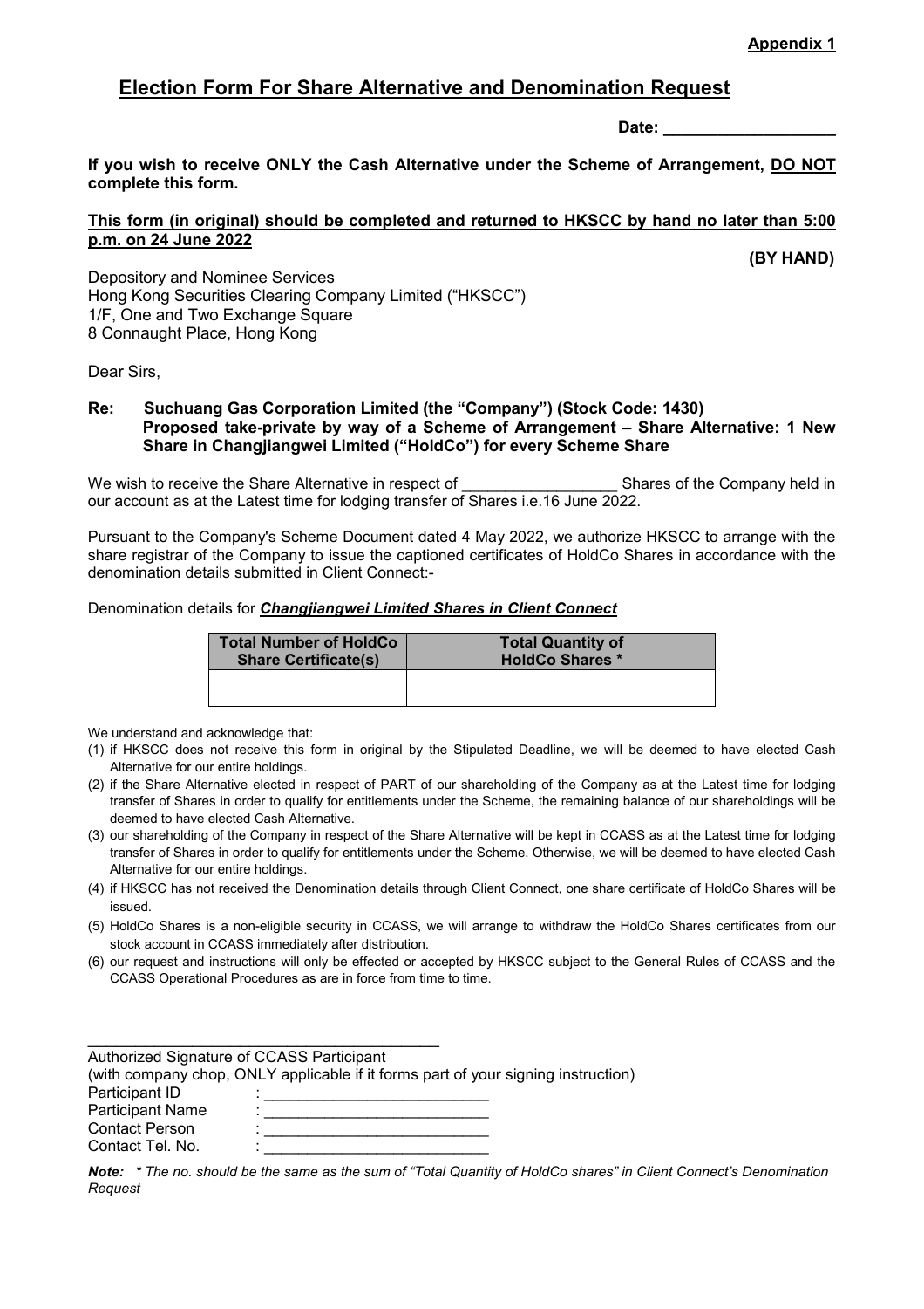**Appendix 1**

# Election Form For Share Alternative and Denomination Request

**Date: ___________________**

**If you wish to receive ONLY the Cash Alternative under the Scheme of Arrangement, DO NOT complete this form.**

**This form (in original) should be completed and returned to HKSCC by hand no later than 5:00 p.m. on 24 June 2022**

**(BY HAND)**

Depository and Nominee Services
Hong Kong Securities Clearing Company Limited ("HKSCC")
1/F, One and Two Exchange Square
8 Connaught Place, Hong Kong

Dear Sirs,

**Re: Suchuang Gas Corporation Limited (the "Company") (Stock Code: 1430)
Proposed take-private by way of a Scheme of Arrangement – Share Alternative: 1 New Share in Changjiangwei Limited ("HoldCo") for every Scheme Share**

We wish to receive the Share Alternative in respect of _________________ Shares of the Company held in our account as at the Latest time for lodging transfer of Shares i.e.16 June 2022.

Pursuant to the Company's Scheme Document dated 4 May 2022, we authorize HKSCC to arrange with the share registrar of the Company to issue the captioned certificates of HoldCo Shares in accordance with the denomination details submitted in Client Connect:-

Denomination details for ***Changjiangwei Limited Shares in Client Connect***

| Total Number of HoldCo Share Certificate(s) | Total Quantity of HoldCo Shares * |
|---|---|
| | |

We understand and acknowledge that:

(1) if HKSCC does not receive this form in original by the Stipulated Deadline, we will be deemed to have elected Cash Alternative for our entire holdings.
(2) if the Share Alternative elected in respect of PART of our shareholding of the Company as at the Latest time for lodging transfer of Shares in order to qualify for entitlements under the Scheme, the remaining balance of our shareholdings will be deemed to have elected Cash Alternative.
(3) our shareholding of the Company in respect of the Share Alternative will be kept in CCASS as at the Latest time for lodging transfer of Shares in order to qualify for entitlements under the Scheme. Otherwise, we will be deemed to have elected Cash Alternative for our entire holdings.
(4) if HKSCC has not received the Denomination details through Client Connect, one share certificate of HoldCo Shares will be issued.
(5) HoldCo Shares is a non-eligible security in CCASS, we will arrange to withdraw the HoldCo Shares certificates from our stock account in CCASS immediately after distribution.
(6) our request and instructions will only be effected or accepted by HKSCC subject to the General Rules of CCASS and the CCASS Operational Procedures as are in force from time to time.

\_\_\_\_\_\_\_\_\_\_\_\_\_\_\_\_\_\_\_\_\_\_\_\_\_\_\_\_\_\_\_\_\_\_\_\_\_\_\_\_
Authorized Signature of CCASS Participant
(with company chop, ONLY applicable if it forms part of your signing instruction)

Participant ID : ___________________________
Participant Name : ___________________________
Contact Person : ___________________________
Contact Tel. No. : ___________________________

***Note:*** *\* The no. should be the same as the sum of "Total Quantity of HoldCo shares" in Client Connect's Denomination Request*